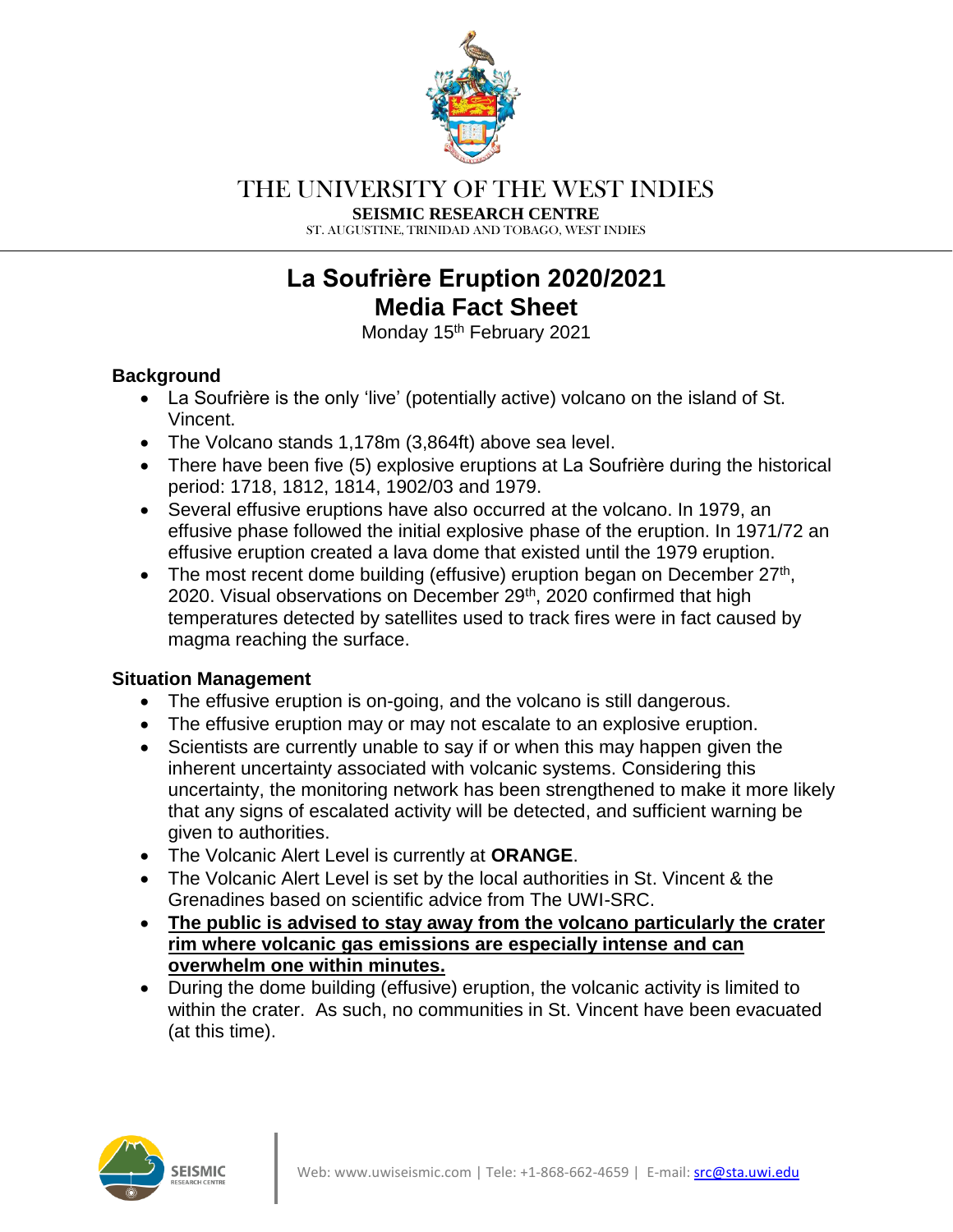THE UNIVERSITY OF THE WEST INDIES

**SEISMIC RESEARCH CENTRE**

ST. AUGUSTINE, TRINIDAD AND TOBAGO, WEST INDIES

# La Soufrière Eruption 2020/2021
# Media Fact Sheet

Monday 15th February 2021

## Background

- La Soufrière is the only 'live' (potentially active) volcano on the island of St. Vincent.
- The Volcano stands 1,178m (3,864ft) above sea level.
- There have been five (5) explosive eruptions at La Soufrière during the historical period: 1718, 1812, 1814, 1902/03 and 1979.
- Several effusive eruptions have also occurred at the volcano. In 1979, an effusive phase followed the initial explosive phase of the eruption. In 1971/72 an effusive eruption created a lava dome that existed until the 1979 eruption.
- The most recent dome building (effusive) eruption began on December 27th, 2020. Visual observations on December 29th, 2020 confirmed that high temperatures detected by satellites used to track fires were in fact caused by magma reaching the surface.

## Situation Management

- The effusive eruption is on-going, and the volcano is still dangerous.
- The effusive eruption may or may not escalate to an explosive eruption.
- Scientists are currently unable to say if or when this may happen given the inherent uncertainty associated with volcanic systems. Considering this uncertainty, the monitoring network has been strengthened to make it more likely that any signs of escalated activity will be detected, and sufficient warning be given to authorities.
- The Volcanic Alert Level is currently at **ORANGE**.
- The Volcanic Alert Level is set by the local authorities in St. Vincent & the Grenadines based on scientific advice from The UWI-SRC.
- **The public is advised to stay away from the volcano particularly the crater rim where volcanic gas emissions are especially intense and can overwhelm one within minutes.**
- During the dome building (effusive) eruption, the volcanic activity is limited to within the crater. As such, no communities in St. Vincent have been evacuated (at this time).

Web: www.uwiseismic.com | Tele: +1-868-662-4659 | E-mail: src@sta.uwi.edu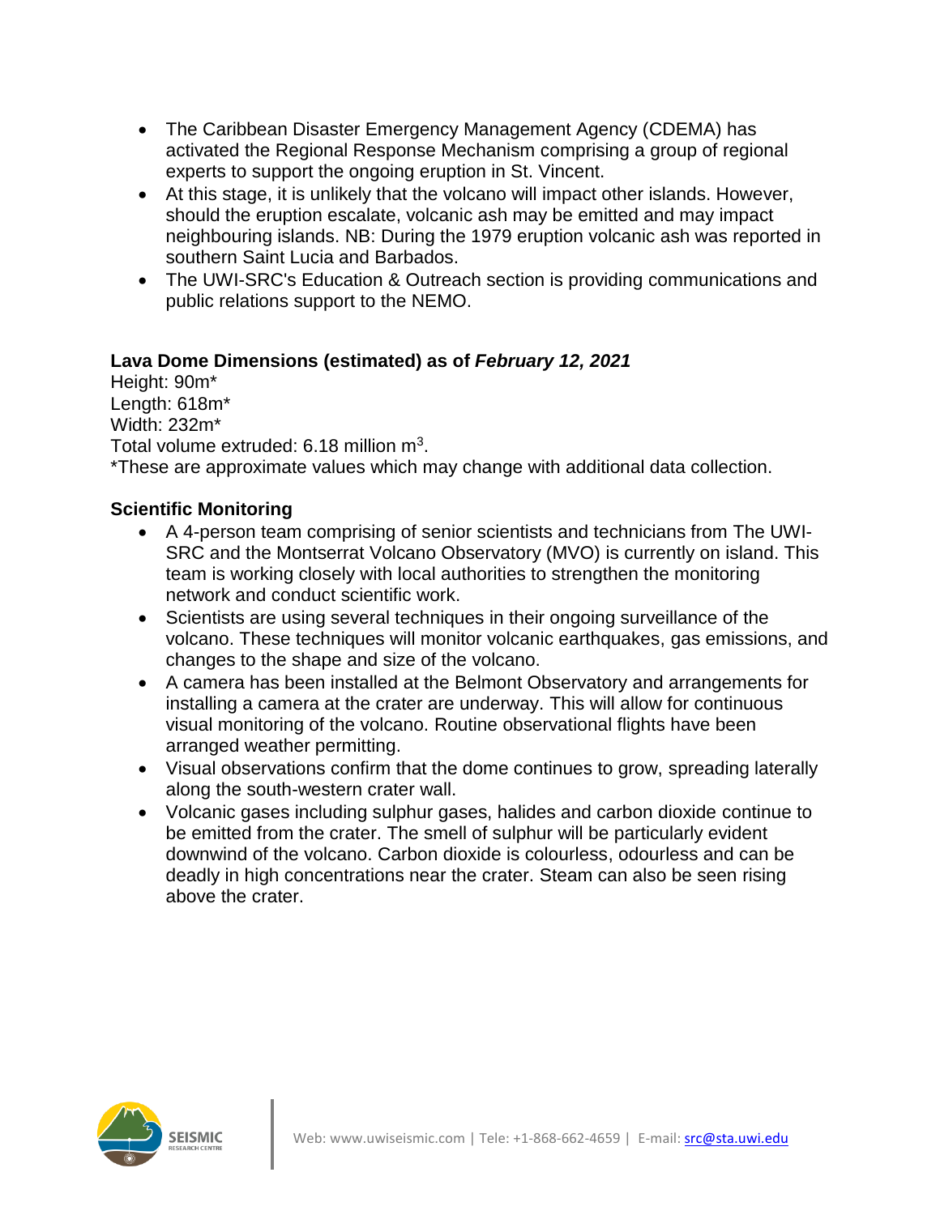- The Caribbean Disaster Emergency Management Agency (CDEMA) has activated the Regional Response Mechanism comprising a group of regional experts to support the ongoing eruption in St. Vincent.
- At this stage, it is unlikely that the volcano will impact other islands. However, should the eruption escalate, volcanic ash may be emitted and may impact neighbouring islands. NB: During the 1979 eruption volcanic ash was reported in southern Saint Lucia and Barbados.
- The UWI-SRC's Education & Outreach section is providing communications and public relations support to the NEMO.

**Lava Dome Dimensions (estimated) as of *February 12, 2021***

Height: 90m*
Length: 618m*
Width: 232m*
Total volume extruded: 6.18 million $m^3$.
*These are approximate values which may change with additional data collection.

**Scientific Monitoring**

- A 4-person team comprising of senior scientists and technicians from The UWI-SRC and the Montserrat Volcano Observatory (MVO) is currently on island. This team is working closely with local authorities to strengthen the monitoring network and conduct scientific work.
- Scientists are using several techniques in their ongoing surveillance of the volcano. These techniques will monitor volcanic earthquakes, gas emissions, and changes to the shape and size of the volcano.
- A camera has been installed at the Belmont Observatory and arrangements for installing a camera at the crater are underway. This will allow for continuous visual monitoring of the volcano. Routine observational flights have been arranged weather permitting.
- Visual observations confirm that the dome continues to grow, spreading laterally along the south-western crater wall.
- Volcanic gases including sulphur gases, halides and carbon dioxide continue to be emitted from the crater. The smell of sulphur will be particularly evident downwind of the volcano. Carbon dioxide is colourless, odourless and can be deadly in high concentrations near the crater. Steam can also be seen rising above the crater.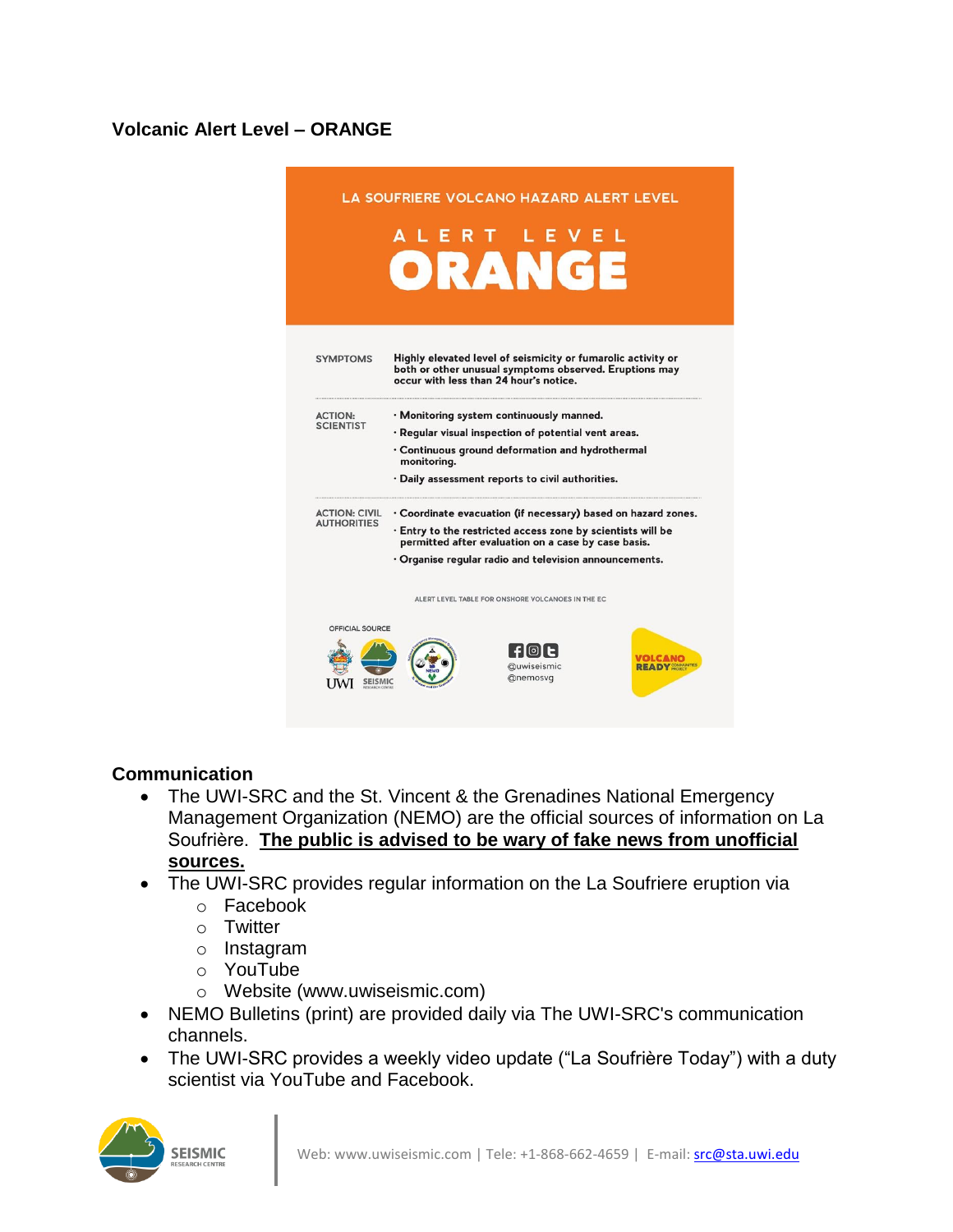**Volcanic Alert Level – ORANGE**

LA SOUFRIERE VOLCANO HAZARD ALERT LEVEL

ALERT LEVEL

**ORANGE**

| | |
|---|---|
| SYMPTOMS | Highly elevated level of seismicity or fumarolic activity or both or other unusual symptoms observed. Eruptions may occur with less than 24 hour's notice. |
| ACTION: SCIENTIST | · Monitoring system continuously manned.<br>· Regular visual inspection of potential vent areas.<br>· Continuous ground deformation and hydrothermal monitoring.<br>· Daily assessment reports to civil authorities. |
| ACTION: CIVIL AUTHORITIES | · Coordinate evacuation (if necessary) based on hazard zones.<br>· Entry to the restricted access zone by scientists will be permitted after evaluation on a case by case basis.<br>· Organise regular radio and television announcements. |

ALERT LEVEL TABLE FOR ONSHORE VOLCANOES IN THE EC

OFFICIAL SOURCE

UWI SEISMIC RESEARCH CENTRE

@uwiseismic
@nemosvg

VOLCANO READY COMMUNITIES PROJECT

**Communication**

- The UWI-SRC and the St. Vincent & the Grenadines National Emergency Management Organization (NEMO) are the official sources of information on La Soufrière. **The public is advised to be wary of fake news from unofficial sources.**
- The UWI-SRC provides regular information on the La Soufriere eruption via
  - Facebook
  - Twitter
  - Instagram
  - YouTube
  - Website (www.uwiseismic.com)
- NEMO Bulletins (print) are provided daily via The UWI-SRC's communication channels.
- The UWI-SRC provides a weekly video update ("La Soufrière Today") with a duty scientist via YouTube and Facebook.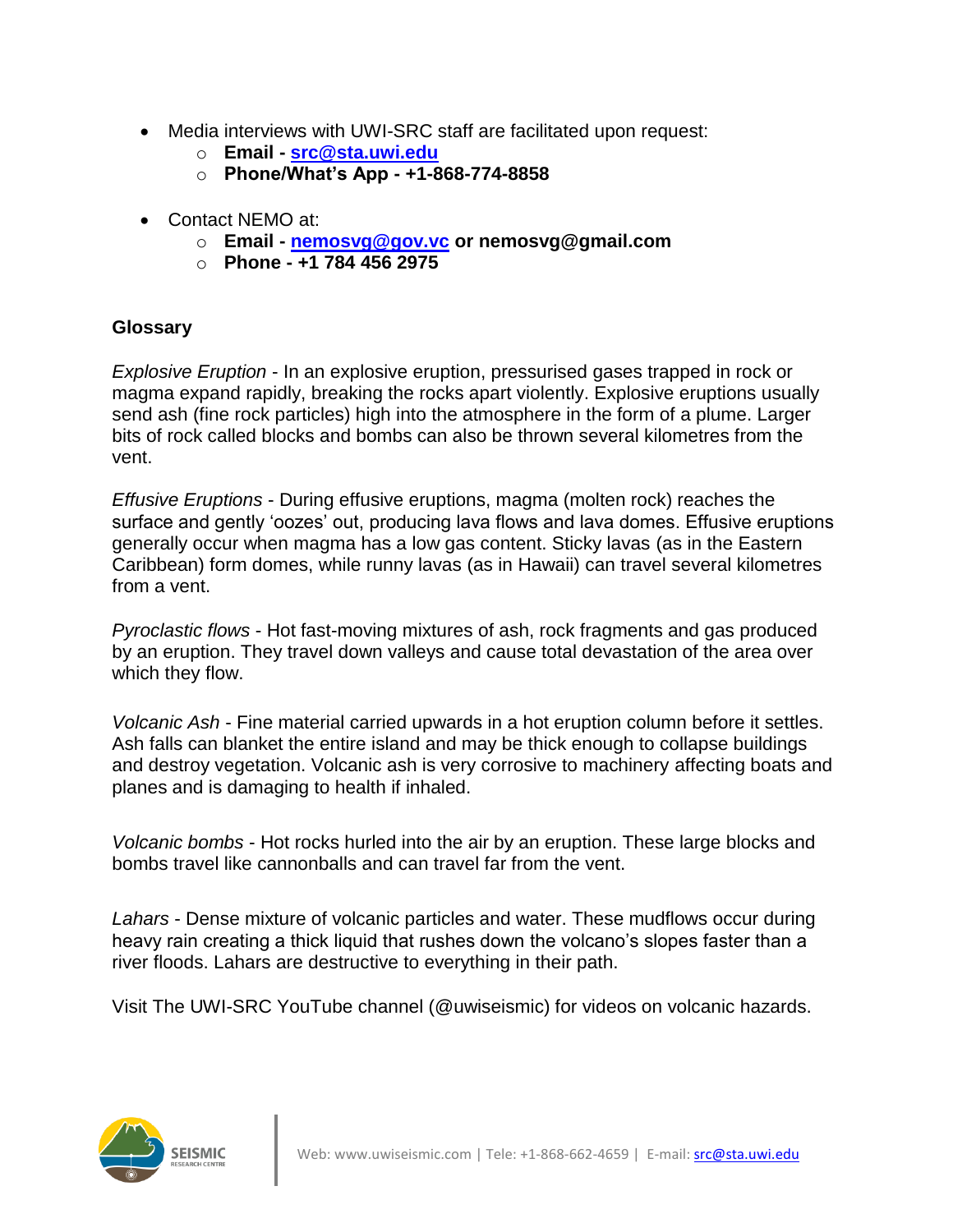- Media interviews with UWI-SRC staff are facilitated upon request:
    - **Email - [src@sta.uwi.edu](mailto:src@sta.uwi.edu)**
    - **Phone/What's App - +1-868-774-8858**

- Contact NEMO at:
    - **Email - [nemosvg@gov.vc](mailto:nemosvg@gov.vc) or nemosvg@gmail.com**
    - **Phone - +1 784 456 2975**

**Glossary**

*Explosive Eruption* - In an explosive eruption, pressurised gases trapped in rock or magma expand rapidly, breaking the rocks apart violently. Explosive eruptions usually send ash (fine rock particles) high into the atmosphere in the form of a plume. Larger bits of rock called blocks and bombs can also be thrown several kilometres from the vent.

*Effusive Eruptions* - During effusive eruptions, magma (molten rock) reaches the surface and gently 'oozes' out, producing lava flows and lava domes. Effusive eruptions generally occur when magma has a low gas content. Sticky lavas (as in the Eastern Caribbean) form domes, while runny lavas (as in Hawaii) can travel several kilometres from a vent.

*Pyroclastic flows* - Hot fast-moving mixtures of ash, rock fragments and gas produced by an eruption. They travel down valleys and cause total devastation of the area over which they flow.

*Volcanic Ash* - Fine material carried upwards in a hot eruption column before it settles. Ash falls can blanket the entire island and may be thick enough to collapse buildings and destroy vegetation. Volcanic ash is very corrosive to machinery affecting boats and planes and is damaging to health if inhaled.

*Volcanic bombs* - Hot rocks hurled into the air by an eruption. These large blocks and bombs travel like cannonballs and can travel far from the vent.

*Lahars* - Dense mixture of volcanic particles and water. These mudflows occur during heavy rain creating a thick liquid that rushes down the volcano's slopes faster than a river floods. Lahars are destructive to everything in their path.

Visit The UWI-SRC YouTube channel (@uwiseismic) for videos on volcanic hazards.